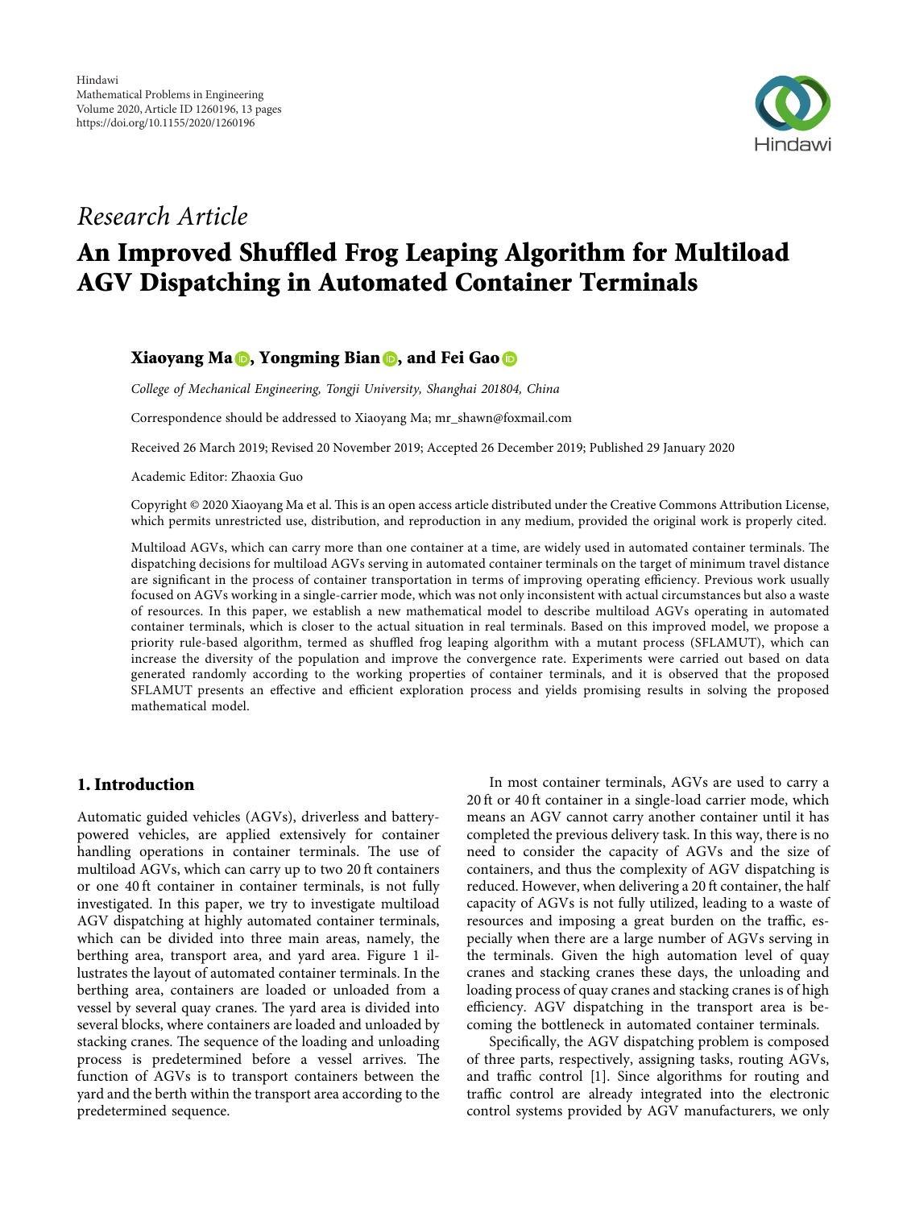Hindawi
Mathematical Problems in Engineering
Volume 2020, Article ID 1260196, 13 pages
https://doi.org/10.1155/2020/1260196

*Research Article*

# An Improved Shuffled Frog Leaping Algorithm for Multiload AGV Dispatching in Automated Container Terminals

**Xiaoyang Ma, Yongming Bian, and Fei Gao**

*College of Mechanical Engineering, Tongji University, Shanghai 201804, China*

Correspondence should be addressed to Xiaoyang Ma; mr_shawn@foxmail.com

Received 26 March 2019; Revised 20 November 2019; Accepted 26 December 2019; Published 29 January 2020

Academic Editor: Zhaoxia Guo

Copyright © 2020 Xiaoyang Ma et al. This is an open access article distributed under the Creative Commons Attribution License, which permits unrestricted use, distribution, and reproduction in any medium, provided the original work is properly cited.

Multiload AGVs, which can carry more than one container at a time, are widely used in automated container terminals. The dispatching decisions for multiload AGVs serving in automated container terminals on the target of minimum travel distance are significant in the process of container transportation in terms of improving operating efficiency. Previous work usually focused on AGVs working in a single-carrier mode, which was not only inconsistent with actual circumstances but also a waste of resources. In this paper, we establish a new mathematical model to describe multiload AGVs operating in automated container terminals, which is closer to the actual situation in real terminals. Based on this improved model, we propose a priority rule-based algorithm, termed as shuffled frog leaping algorithm with a mutant process (SFLAMUT), which can increase the diversity of the population and improve the convergence rate. Experiments were carried out based on data generated randomly according to the working properties of container terminals, and it is observed that the proposed SFLAMUT presents an effective and efficient exploration process and yields promising results in solving the proposed mathematical model.

## 1. Introduction

Automatic guided vehicles (AGVs), driverless and battery-powered vehicles, are applied extensively for container handling operations in container terminals. The use of multiload AGVs, which can carry up to two 20 ft containers or one 40 ft container in container terminals, is not fully investigated. In this paper, we try to investigate multiload AGV dispatching at highly automated container terminals, which can be divided into three main areas, namely, the berthing area, transport area, and yard area. Figure 1 illustrates the layout of automated container terminals. In the berthing area, containers are loaded or unloaded from a vessel by several quay cranes. The yard area is divided into several blocks, where containers are loaded and unloaded by stacking cranes. The sequence of the loading and unloading process is predetermined before a vessel arrives. The function of AGVs is to transport containers between the yard and the berth within the transport area according to the predetermined sequence.

In most container terminals, AGVs are used to carry a 20 ft or 40 ft container in a single-load carrier mode, which means an AGV cannot carry another container until it has completed the previous delivery task. In this way, there is no need to consider the capacity of AGVs and the size of containers, and thus the complexity of AGV dispatching is reduced. However, when delivering a 20 ft container, the half capacity of AGVs is not fully utilized, leading to a waste of resources and imposing a great burden on the traffic, especially when there are a large number of AGVs serving in the terminals. Given the high automation level of quay cranes and stacking cranes these days, the unloading and loading process of quay cranes and stacking cranes is of high efficiency. AGV dispatching in the transport area is becoming the bottleneck in automated container terminals.

Specifically, the AGV dispatching problem is composed of three parts, respectively, assigning tasks, routing AGVs, and traffic control [1]. Since algorithms for routing and traffic control are already integrated into the electronic control systems provided by AGV manufacturers, we only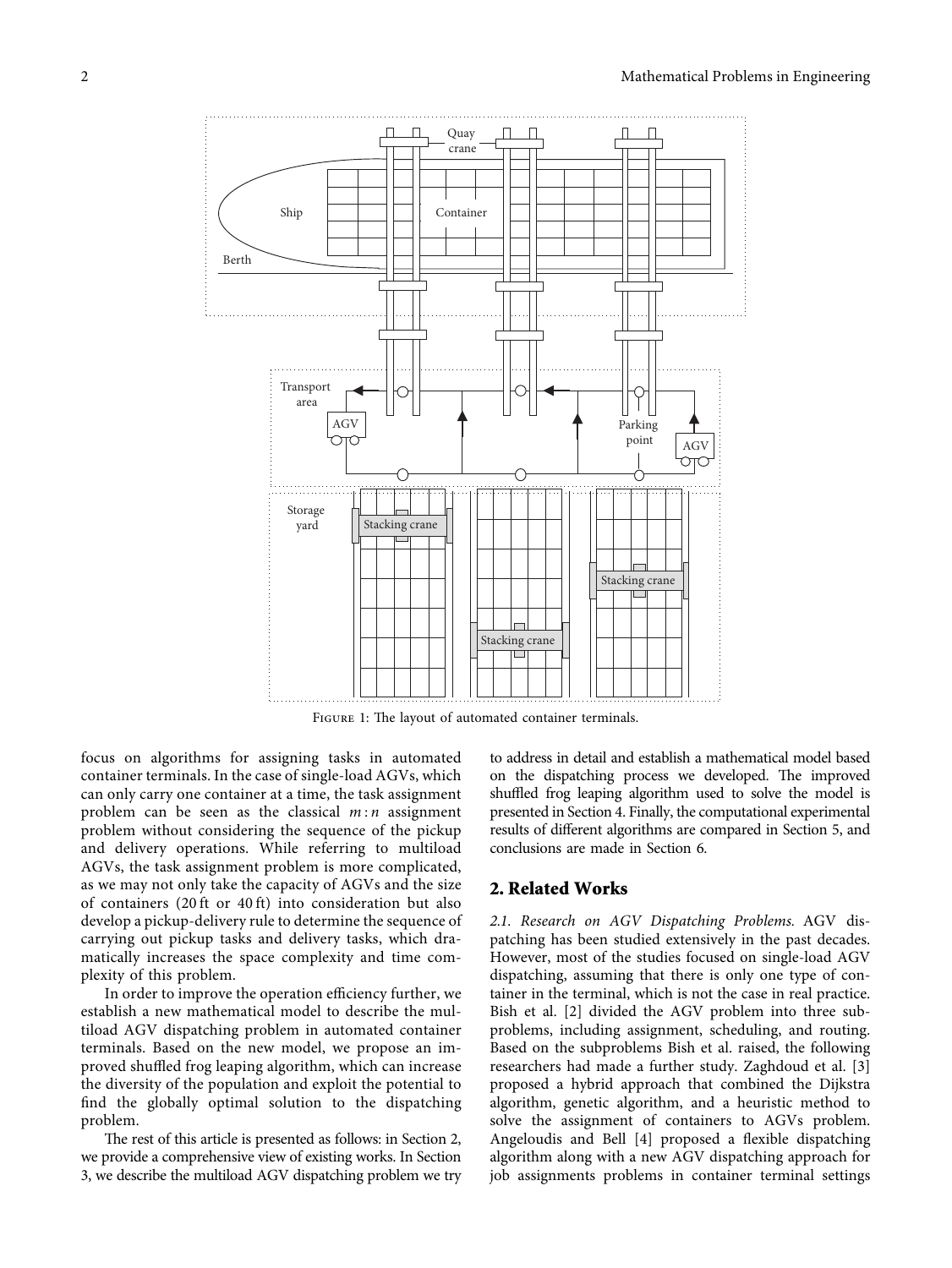Figure 1: The layout of automated container terminals.

focus on algorithms for assigning tasks in automated container terminals. In the case of single-load AGVs, which can only carry one container at a time, the task assignment problem can be seen as the classical $m:n$ assignment problem without considering the sequence of the pickup and delivery operations. While referring to multiload AGVs, the task assignment problem is more complicated, as we may not only take the capacity of AGVs and the size of containers (20 ft or 40 ft) into consideration but also develop a pickup-delivery rule to determine the sequence of carrying out pickup tasks and delivery tasks, which dramatically increases the space complexity and time complexity of this problem.

In order to improve the operation efficiency further, we establish a new mathematical model to describe the multiload AGV dispatching problem in automated container terminals. Based on the new model, we propose an improved shuffled frog leaping algorithm, which can increase the diversity of the population and exploit the potential to find the globally optimal solution to the dispatching problem.

The rest of this article is presented as follows: in Section 2, we provide a comprehensive view of existing works. In Section 3, we describe the multiload AGV dispatching problem we try to address in detail and establish a mathematical model based on the dispatching process we developed. The improved shuffled frog leaping algorithm used to solve the model is presented in Section 4. Finally, the computational experimental results of different algorithms are compared in Section 5, and conclusions are made in Section 6.

## 2. Related Works

*2.1. Research on AGV Dispatching Problems.* AGV dispatching has been studied extensively in the past decades. However, most of the studies focused on single-load AGV dispatching, assuming that there is only one type of container in the terminal, which is not the case in real practice. Bish et al. [2] divided the AGV problem into three subproblems, including assignment, scheduling, and routing. Based on the subproblems Bish et al. raised, the following researchers had made a further study. Zaghdoud et al. [3] proposed a hybrid approach that combined the Dijkstra algorithm, genetic algorithm, and a heuristic method to solve the assignment of containers to AGVs problem. Angeloudis and Bell [4] proposed a flexible dispatching algorithm along with a new AGV dispatching approach for job assignments problems in container terminal settings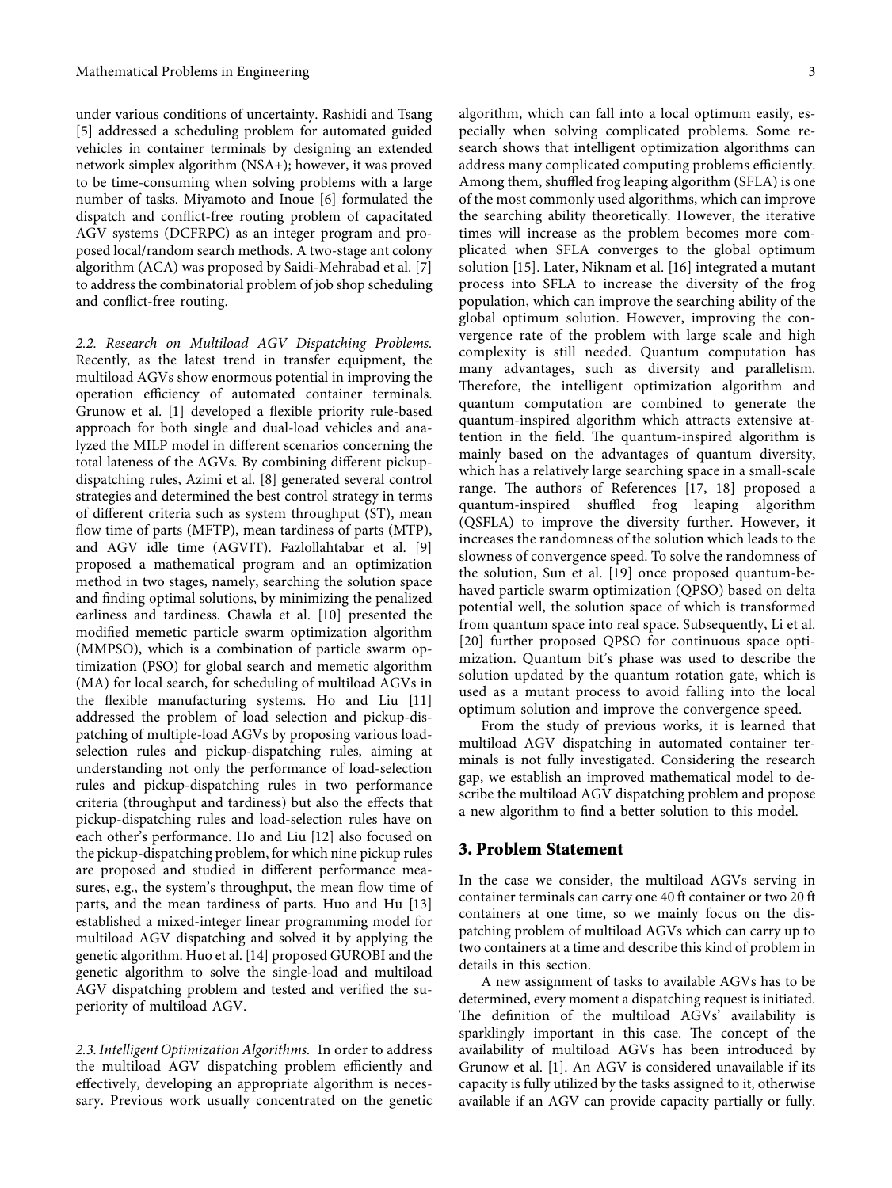under various conditions of uncertainty. Rashidi and Tsang [5] addressed a scheduling problem for automated guided vehicles in container terminals by designing an extended network simplex algorithm (NSA+); however, it was proved to be time-consuming when solving problems with a large number of tasks. Miyamoto and Inoue [6] formulated the dispatch and conflict-free routing problem of capacitated AGV systems (DCFRPC) as an integer program and proposed local/random search methods. A two-stage ant colony algorithm (ACA) was proposed by Saidi-Mehrabad et al. [7] to address the combinatorial problem of job shop scheduling and conflict-free routing.

*2.2. Research on Multiload AGV Dispatching Problems.* Recently, as the latest trend in transfer equipment, the multiload AGVs show enormous potential in improving the operation efficiency of automated container terminals. Grunow et al. [1] developed a flexible priority rule-based approach for both single and dual-load vehicles and analyzed the MILP model in different scenarios concerning the total lateness of the AGVs. By combining different pickup-dispatching rules, Azimi et al. [8] generated several control strategies and determined the best control strategy in terms of different criteria such as system throughput (ST), mean flow time of parts (MFTP), mean tardiness of parts (MTP), and AGV idle time (AGVIT). Fazlollahtabar et al. [9] proposed a mathematical program and an optimization method in two stages, namely, searching the solution space and finding optimal solutions, by minimizing the penalized earliness and tardiness. Chawla et al. [10] presented the modified memetic particle swarm optimization algorithm (MMPSO), which is a combination of particle swarm optimization (PSO) for global search and memetic algorithm (MA) for local search, for scheduling of multiload AGVs in the flexible manufacturing systems. Ho and Liu [11] addressed the problem of load selection and pickup-dispatching of multiple-load AGVs by proposing various load-selection rules and pickup-dispatching rules, aiming at understanding not only the performance of load-selection rules and pickup-dispatching rules in two performance criteria (throughput and tardiness) but also the effects that pickup-dispatching rules and load-selection rules have on each other's performance. Ho and Liu [12] also focused on the pickup-dispatching problem, for which nine pickup rules are proposed and studied in different performance measures, e.g., the system's throughput, the mean flow time of parts, and the mean tardiness of parts. Huo and Hu [13] established a mixed-integer linear programming model for multiload AGV dispatching and solved it by applying the genetic algorithm. Huo et al. [14] proposed GUROBI and the genetic algorithm to solve the single-load and multiload AGV dispatching problem and tested and verified the superiority of multiload AGV.

*2.3. Intelligent Optimization Algorithms.* In order to address the multiload AGV dispatching problem efficiently and effectively, developing an appropriate algorithm is necessary. Previous work usually concentrated on the genetic algorithm, which can fall into a local optimum easily, especially when solving complicated problems. Some research shows that intelligent optimization algorithms can address many complicated computing problems efficiently. Among them, shuffled frog leaping algorithm (SFLA) is one of the most commonly used algorithms, which can improve the searching ability theoretically. However, the iterative times will increase as the problem becomes more complicated when SFLA converges to the global optimum solution [15]. Later, Niknam et al. [16] integrated a mutant process into SFLA to increase the diversity of the frog population, which can improve the searching ability of the global optimum solution. However, improving the convergence rate of the problem with large scale and high complexity is still needed. Quantum computation has many advantages, such as diversity and parallelism. Therefore, the intelligent optimization algorithm and quantum computation are combined to generate the quantum-inspired algorithm which attracts extensive attention in the field. The quantum-inspired algorithm is mainly based on the advantages of quantum diversity, which has a relatively large searching space in a small-scale range. The authors of References [17, 18] proposed a quantum-inspired shuffled frog leaping algorithm (QSFLA) to improve the diversity further. However, it increases the randomness of the solution which leads to the slowness of convergence speed. To solve the randomness of the solution, Sun et al. [19] once proposed quantum-behaved particle swarm optimization (QPSO) based on delta potential well, the solution space of which is transformed from quantum space into real space. Subsequently, Li et al. [20] further proposed QPSO for continuous space optimization. Quantum bit's phase was used to describe the solution updated by the quantum rotation gate, which is used as a mutant process to avoid falling into the local optimum solution and improve the convergence speed.

From the study of previous works, it is learned that multiload AGV dispatching in automated container terminals is not fully investigated. Considering the research gap, we establish an improved mathematical model to describe the multiload AGV dispatching problem and propose a new algorithm to find a better solution to this model.

## 3. Problem Statement

In the case we consider, the multiload AGVs serving in container terminals can carry one 40 ft container or two 20 ft containers at one time, so we mainly focus on the dispatching problem of multiload AGVs which can carry up to two containers at a time and describe this kind of problem in details in this section.

A new assignment of tasks to available AGVs has to be determined, every moment a dispatching request is initiated. The definition of the multiload AGVs' availability is sparklingly important in this case. The concept of the availability of multiload AGVs has been introduced by Grunow et al. [1]. An AGV is considered unavailable if its capacity is fully utilized by the tasks assigned to it, otherwise available if an AGV can provide capacity partially or fully.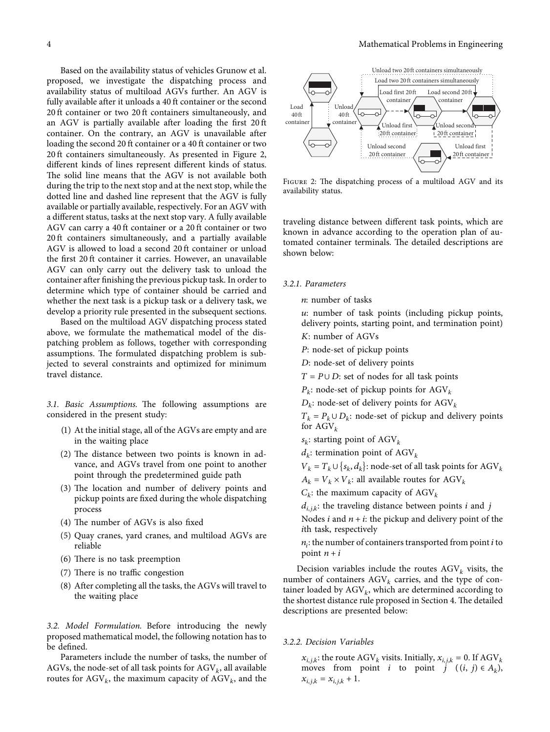Based on the availability status of vehicles Grunow et al. proposed, we investigate the dispatching process and availability status of multiload AGVs further. An AGV is fully available after it unloads a 40 ft container or the second 20 ft container or two 20 ft containers simultaneously, and an AGV is partially available after loading the first 20 ft container. On the contrary, an AGV is unavailable after loading the second 20 ft container or a 40 ft container or two 20 ft containers simultaneously. As presented in Figure 2, different kinds of lines represent different kinds of status. The solid line means that the AGV is not available both during the trip to the next stop and at the next stop, while the dotted line and dashed line represent that the AGV is fully available or partially available, respectively. For an AGV with a different status, tasks at the next stop vary. A fully available AGV can carry a 40 ft container or a 20 ft container or two 20 ft containers simultaneously, and a partially available AGV is allowed to load a second 20 ft container or unload the first 20 ft container it carries. However, an unavailable AGV can only carry out the delivery task to unload the container after finishing the previous pickup task. In order to determine which type of container should be carried and whether the next task is a pickup task or a delivery task, we develop a priority rule presented in the subsequent sections.

Based on the multiload AGV dispatching process stated above, we formulate the mathematical model of the dispatching problem as follows, together with corresponding assumptions. The formulated dispatching problem is subjected to several constraints and optimized for minimum travel distance.

*3.1. Basic Assumptions.* The following assumptions are considered in the present study:

(1) At the initial stage, all of the AGVs are empty and are in the waiting place

(2) The distance between two points is known in advance, and AGVs travel from one point to another point through the predetermined guide path

(3) The location and number of delivery points and pickup points are fixed during the whole dispatching process

(4) The number of AGVs is also fixed

(5) Quay cranes, yard cranes, and multiload AGVs are reliable

(6) There is no task preemption

(7) There is no traffic congestion

(8) After completing all the tasks, the AGVs will travel to the waiting place

*3.2. Model Formulation.* Before introducing the newly proposed mathematical model, the following notation has to be defined.

Parameters include the number of tasks, the number of AGVs, the node-set of all task points for $AGV_k$, all available routes for $AGV_k$, the maximum capacity of $AGV_k$, and the traveling distance between different task points, which are known in advance according to the operation plan of automated container terminals. The detailed descriptions are shown below:

Unload two 20 ft containers simultaneously
Load two 20 ft containers simultaneously
Load 40 ft container
Unload 40 ft container
Load first 20 ft container
Load second 20 ft container
Unload first 20 ft container
Unload second 20 ft container
Unload second 20 ft container
Unload first 20 ft container

Figure 2: The dispatching process of a multiload AGV and its availability status.

*3.2.1. Parameters*

$n$: number of tasks

$u$: number of task points (including pickup points, delivery points, starting point, and termination point)

$K$: number of AGVs

$P$: node-set of pickup points

$D$: node-set of delivery points

$T = P \cup D$: set of nodes for all task points

$P_k$: node-set of pickup points for $AGV_k$

$D_k$: node-set of delivery points for $AGV_k$

$T_k = P_k \cup D_k$: node-set of pickup and delivery points for $AGV_k$

$s_k$: starting point of $AGV_k$

$d_k$: termination point of $AGV_k$

$V_k = T_k \cup \{s_k, d_k\}$: node-set of all task points for $AGV_k$

$A_k = V_k \times V_k$: all available routes for $AGV_k$

$C_k$: the maximum capacity of $AGV_k$

$d_{i,j,k}$: the traveling distance between points $i$ and $j$

Nodes $i$ and $n+i$: the pickup and delivery point of the $i$th task, respectively

$n_i$: the number of containers transported from point $i$ to point $n+i$

Decision variables include the routes $AGV_k$ visits, the number of containers $AGV_k$ carries, and the type of container loaded by $AGV_k$, which are determined according to the shortest distance rule proposed in Section 4. The detailed descriptions are presented below:

*3.2.2. Decision Variables*

$x_{i,j,k}$: the route $AGV_k$ visits. Initially, $x_{i,j,k} = 0$. If $AGV_k$ moves from point $i$ to point $j$ $((i, j) \in A_k)$, $x_{i,j,k} = x_{i,j,k} + 1$.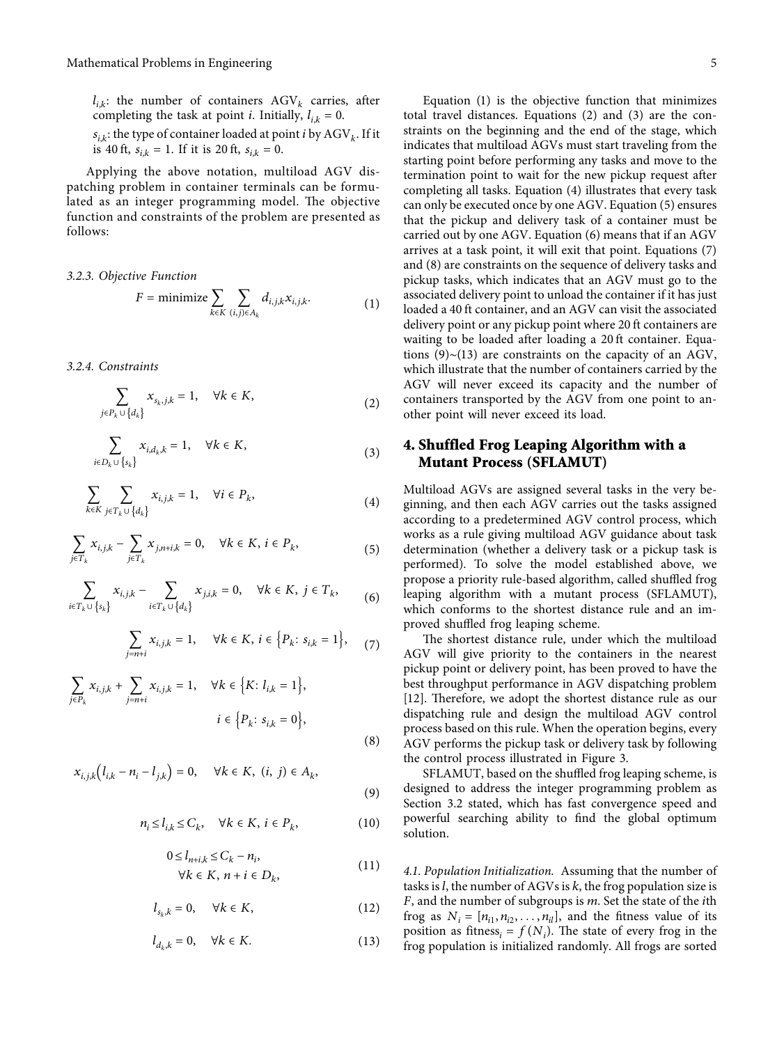$l_{i,k}$: the number of containers $AGV_k$ carries, after completing the task at point $i$. Initially, $l_{i,k} = 0$.

$s_{i,k}$: the type of container loaded at point $i$ by $AGV_k$. If it is 40 ft, $s_{i,k} = 1$. If it is 20 ft, $s_{i,k} = 0$.

Applying the above notation, multiload AGV dispatching problem in container terminals can be formulated as an integer programming model. The objective function and constraints of the problem are presented as follows:

*3.2.3. Objective Function*

$$F = \text{minimize} \sum_{k \in K} \sum_{(i,j) \in A_k} d_{i,j,k} x_{i,j,k}. \tag{1}$$

*3.2.4. Constraints*

$$\sum_{j \in P_k \cup \{d_k\}} x_{s_k,j,k} = 1, \quad \forall k \in K, \tag{2}$$

$$\sum_{i \in D_k \cup \{s_k\}} x_{i,d_k,k} = 1, \quad \forall k \in K, \tag{3}$$

$$\sum_{k \in K} \sum_{j \in T_k \cup \{d_k\}} x_{i,j,k} = 1, \quad \forall i \in P_k, \tag{4}$$

$$\sum_{j \in T_k} x_{i,j,k} - \sum_{j \in T_k} x_{j,n+i,k} = 0, \quad \forall k \in K,\ i \in P_k, \tag{5}$$

$$\sum_{i \in T_k \cup \{s_k\}} x_{i,j,k} - \sum_{i \in T_k \cup \{d_k\}} x_{j,i,k} = 0, \quad \forall k \in K,\ j \in T_k, \tag{6}$$

$$\sum_{j=n+i} x_{i,j,k} = 1, \quad \forall k \in K,\ i \in \{P_k \colon s_{i,k} = 1\}, \tag{7}$$

$$\sum_{j \in P_k} x_{i,j,k} + \sum_{j=n+i} x_{i,j,k} = 1, \quad \forall k \in \{K \colon l_{i,k} = 1\}, \quad i \in \{P_k \colon s_{i,k} = 0\}, \tag{8}$$

$$x_{i,j,k}\left(l_{i,k} - n_i - l_{j,k}\right) = 0, \quad \forall k \in K,\ (i,j) \in A_k, \tag{9}$$

$$n_i \leq l_{i,k} \leq C_k, \quad \forall k \in K,\ i \in P_k, \tag{10}$$

$$0 \leq l_{n+i,k} \leq C_k - n_i, \quad \forall k \in K,\ n+i \in D_k, \tag{11}$$

$$l_{s_k,k} = 0, \quad \forall k \in K, \tag{12}$$

$$l_{d_k,k} = 0, \quad \forall k \in K. \tag{13}$$

Equation (1) is the objective function that minimizes total travel distances. Equations (2) and (3) are the constraints on the beginning and the end of the stage, which indicates that multiload AGVs must start traveling from the starting point before performing any tasks and move to the termination point to wait for the new pickup request after completing all tasks. Equation (4) illustrates that every task can only be executed once by one AGV. Equation (5) ensures that the pickup and delivery task of a container must be carried out by one AGV. Equation (6) means that if an AGV arrives at a task point, it will exit that point. Equations (7) and (8) are constraints on the sequence of delivery tasks and pickup tasks, which indicates that an AGV must go to the associated delivery point to unload the container if it has just loaded a 40 ft container, and an AGV can visit the associated delivery point or any pickup point where 20 ft containers are waiting to be loaded after loading a 20 ft container. Equations (9)~(13) are constraints on the capacity of an AGV, which illustrate that the number of containers carried by the AGV will never exceed its capacity and the number of containers transported by the AGV from one point to another point will never exceed its load.

## 4. Shuffled Frog Leaping Algorithm with a Mutant Process (SFLAMUT)

Multiload AGVs are assigned several tasks in the very beginning, and then each AGV carries out the tasks assigned according to a predetermined AGV control process, which works as a rule giving multiload AGV guidance about task determination (whether a delivery task or a pickup task is performed). To solve the model established above, we propose a priority rule-based algorithm, called shuffled frog leaping algorithm with a mutant process (SFLAMUT), which conforms to the shortest distance rule and an improved shuffled frog leaping scheme.

The shortest distance rule, under which the multiload AGV will give priority to the containers in the nearest pickup point or delivery point, has been proved to have the best throughput performance in AGV dispatching problem [12]. Therefore, we adopt the shortest distance rule as our dispatching rule and design the multiload AGV control process based on this rule. When the operation begins, every AGV performs the pickup task or delivery task by following the control process illustrated in Figure 3.

SFLAMUT, based on the shuffled frog leaping scheme, is designed to address the integer programming problem as Section 3.2 stated, which has fast convergence speed and powerful searching ability to find the global optimum solution.

*4.1. Population Initialization.* Assuming that the number of tasks is $l$, the number of AGVs is $k$, the frog population size is $F$, and the number of subgroups is $m$. Set the state of the $i$th frog as $N_i = [n_{i1}, n_{i2}, \ldots, n_{il}]$, and the fitness value of its position as $\text{fitness}_i = f(N_i)$. The state of every frog in the frog population is initialized randomly. All frogs are sorted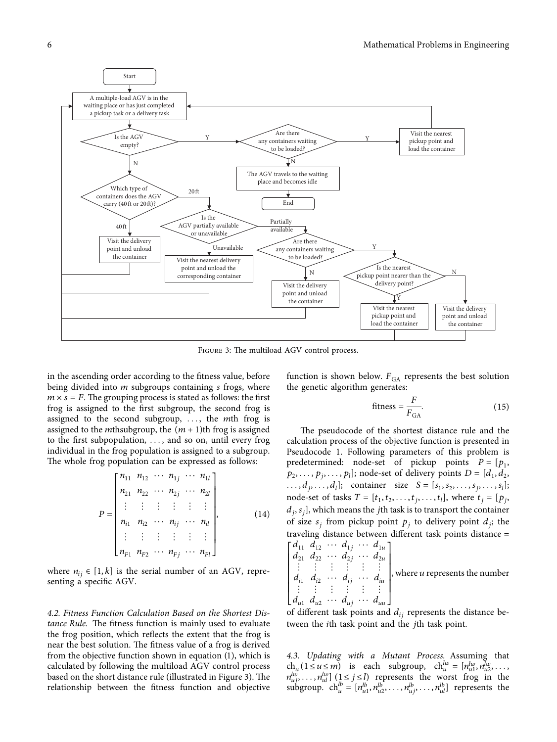FIGURE 3: The multiload AGV control process.

in the ascending order according to the fitness value, before being divided into $m$ subgroups containing $s$ frogs, where $m \times s = F$. The grouping process is stated as follows: the first frog is assigned to the first subgroup, the second frog is assigned to the second subgroup, ..., the $m$th frog is assigned to the $m$thsubgroup, the $(m+1)$th frog is assigned to the first subpopulation, ..., and so on, until every frog individual in the frog population is assigned to a subgroup. The whole frog population can be expressed as follows:

$$P = \begin{bmatrix} n_{11} & n_{12} & \cdots & n_{1j} & \cdots & n_{1l} \\ n_{21} & n_{22} & \cdots & n_{2j} & \cdots & n_{2l} \\ \vdots & \vdots & \vdots & \vdots & \vdots & \vdots \\ n_{i1} & n_{i2} & \cdots & n_{ij} & \cdots & n_{il} \\ \vdots & \vdots & \vdots & \vdots & \vdots & \vdots \\ n_{F1} & n_{F2} & \cdots & n_{Fj} & \cdots & n_{Fl} \end{bmatrix}, \tag{14}$$

where $n_{ij} \in [1, k]$ is the serial number of an AGV, representing a specific AGV.

*4.2. Fitness Function Calculation Based on the Shortest Distance Rule.* The fitness function is mainly used to evaluate the frog position, which reflects the extent that the frog is near the best solution. The fitness value of a frog is derived from the objective function shown in equation (1), which is calculated by following the multiload AGV control process based on the short distance rule (illustrated in Figure 3). The relationship between the fitness function and objective function is shown below. $F_{\text{GA}}$ represents the best solution the genetic algorithm generates:

$$\text{fitness} = \frac{F}{F_{\text{GA}}}. \tag{15}$$

The pseudocode of the shortest distance rule and the calculation process of the objective function is presented in Pseudocode 1. Following parameters of this problem is predetermined: node-set of pickup points $P = [p_1, p_2, \ldots, p_j, \ldots, p_l]$; node-set of delivery points $D = [d_1, d_2, \ldots, d_j, \ldots, d_l]$; container size $S = [s_1, s_2, \ldots, s_j, \ldots, s_l]$; node-set of tasks $T = [t_1, t_2, \ldots, t_j, \ldots, t_l]$, where $t_j = [p_j, d_j, s_j]$, which means the $j$th task is to transport the container of size $s_j$ from pickup point $p_j$ to delivery point $d_j$; the traveling distance between different task points distance = $\begin{bmatrix} d_{11} & d_{12} & \cdots & d_{1j} & \cdots & d_{1u} \\ d_{21} & d_{22} & \cdots & d_{2j} & \cdots & d_{2u} \\ \vdots & \vdots & \vdots & \vdots & \vdots & \vdots \\ d_{i1} & d_{i2} & \cdots & d_{ij} & \cdots & d_{iu} \\ \vdots & \vdots & \vdots & \vdots & \vdots & \vdots \\ d_{u1} & d_{u2} & \cdots & d_{uj} & \cdots & d_{uu} \end{bmatrix}$, where $u$ represents the number of different task points and $d_{ij}$ represents the distance between the $i$th task point and the $j$th task point.

*4.3. Updating with a Mutant Process.* Assuming that $\text{ch}_u\,(1 \le u \le m)$ is each subgroup, $\text{ch}_u^{lw} = [n_{u1}^{lw}, n_{u2}^{lw}, \ldots, n_{uj}^{lw}, \ldots, n_{ul}^{lw}]\ (1 \le j \le l)$ represents the worst frog in the subgroup. $\text{ch}_u^{lb} = [n_{u1}^{lb}, n_{u2}^{lb}, \ldots, n_{uj}^{lb}, \ldots, n_{ul}^{lb}]$ represents the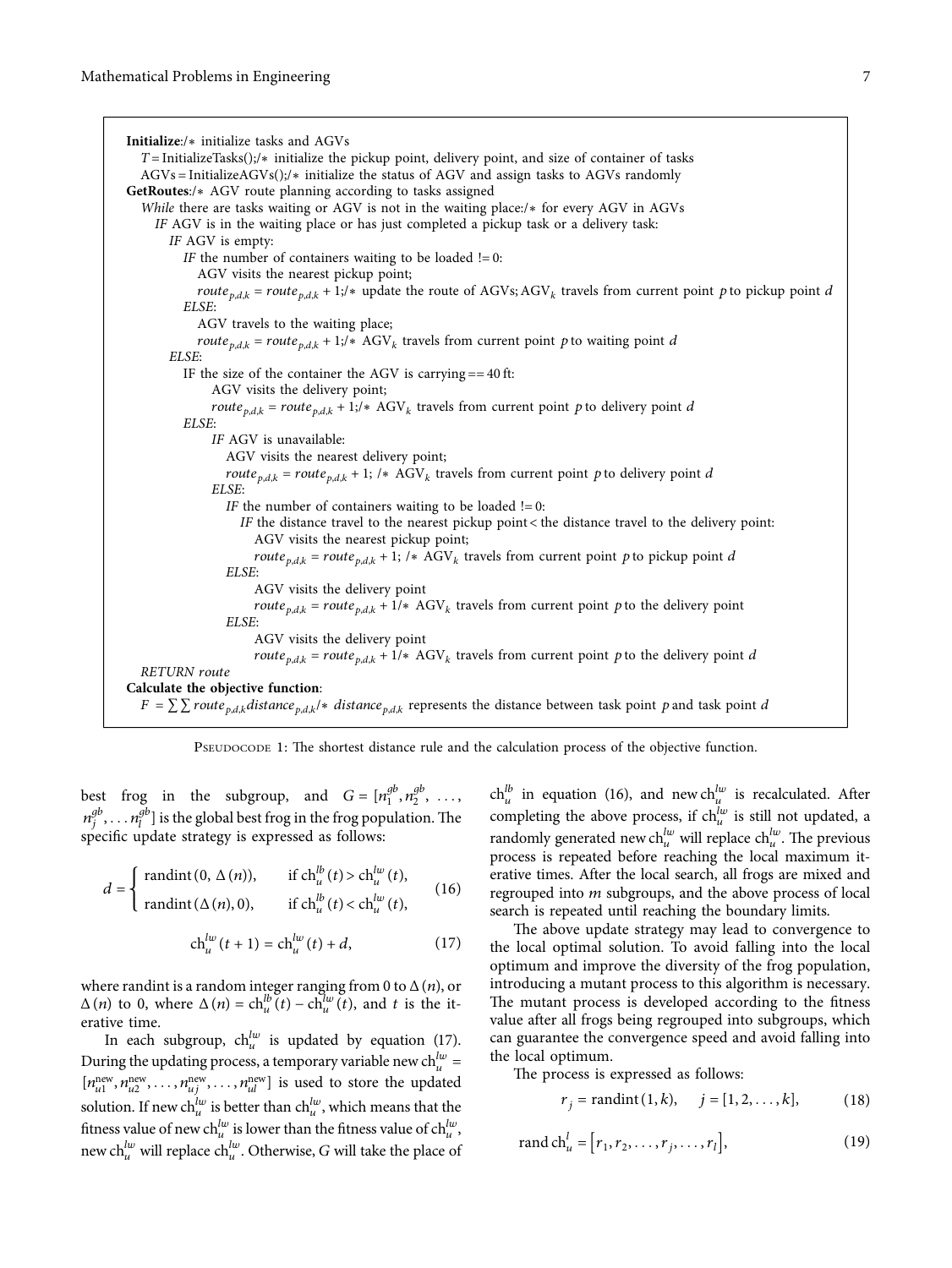```
Initialize:/* initialize tasks and AGVs
  T = InitializeTasks();/* initialize the pickup point, delivery point, and size of container of tasks
  AGVs = InitializeAGVs();/* initialize the status of AGV and assign tasks to AGVs randomly
GetRoutes:/* AGV route planning according to tasks assigned
  While there are tasks waiting or AGV is not in the waiting place:/* for every AGV in AGVs
    IF AGV is in the waiting place or has just completed a pickup task or a delivery task:
      IF AGV is empty:
        IF the number of containers waiting to be loaded != 0:
          AGV visits the nearest pickup point;
          route_{p,d,k} = route_{p,d,k} + 1;/* update the route of AGVs; AGV_k travels from current point p to pickup point d
        ELSE:
          AGV travels to the waiting place;
          route_{p,d,k} = route_{p,d,k} + 1;/* AGV_k travels from current point p to waiting point d
      ELSE:
        IF the size of the container the AGV is carrying == 40 ft:
            AGV visits the delivery point;
            route_{p,d,k} = route_{p,d,k} + 1;/* AGV_k travels from current point p to delivery point d
        ELSE:
            IF AGV is unavailable:
              AGV visits the nearest delivery point;
              route_{p,d,k} = route_{p,d,k} + 1; /* AGV_k travels from current point p to delivery point d
            ELSE:
              IF the number of containers waiting to be loaded != 0:
                IF the distance travel to the nearest pickup point < the distance travel to the delivery point:
                  AGV visits the nearest pickup point;
                  route_{p,d,k} = route_{p,d,k} + 1; /* AGV_k travels from current point p to pickup point d
              ELSE:
                  AGV visits the delivery point
                  route_{p,d,k} = route_{p,d,k} + 1/* AGV_k travels from current point p to the delivery point
              ELSE:
                  AGV visits the delivery point
                  route_{p,d,k} = route_{p,d,k} + 1/* AGV_k travels from current point p to the delivery point d
  RETURN route
Calculate the objective function:
  F = ∑∑ route_{p,d,k} distance_{p,d,k} /* distance_{p,d,k} represents the distance between task point p and task point d
```

PSEUDOCODE 1: The shortest distance rule and the calculation process of the objective function.

best frog in the subgroup, and $G = [n_1^{gb}, n_2^{gb}, \ldots, n_j^{gb}, \ldots n_l^{gb}]$ is the global best frog in the frog population. The specific update strategy is expressed as follows:

$$d = \begin{cases} \text{randint}(0, \Delta(n)), & \text{if } \text{ch}_u^{lb}(t) > \text{ch}_u^{lw}(t), \\ \text{randint}(\Delta(n), 0), & \text{if } \text{ch}_u^{lb}(t) < \text{ch}_u^{lw}(t), \end{cases} \quad (16)$$

$$\text{ch}_u^{lw}(t+1) = \text{ch}_u^{lw}(t) + d, \quad (17)$$

where randint is a random integer ranging from 0 to $\Delta(n)$, or $\Delta(n)$ to 0, where $\Delta(n) = \text{ch}_u^{lb}(t) - \text{ch}_u^{lw}(t)$, and $t$ is the iterative time.

In each subgroup, $\text{ch}_u^{lw}$ is updated by equation (17). During the updating process, a temporary variable new $\text{ch}_u^{lw} = [n_{u1}^{\text{new}}, n_{u2}^{\text{new}}, \ldots, n_{uj}^{\text{new}}, \ldots, n_{ul}^{\text{new}}]$ is used to store the updated solution. If new $\text{ch}_u^{lw}$ is better than $\text{ch}_u^{lw}$, which means that the fitness value of new $\text{ch}_u^{lw}$ is lower than the fitness value of $\text{ch}_u^{lw}$, new $\text{ch}_u^{lw}$ will replace $\text{ch}_u^{lw}$. Otherwise, $G$ will take the place of $\text{ch}_u^{lb}$ in equation (16), and new $\text{ch}_u^{lw}$ is recalculated. After completing the above process, if $\text{ch}_u^{lw}$ is still not updated, a randomly generated new $\text{ch}_u^{lw}$ will replace $\text{ch}_u^{lw}$. The previous process is repeated before reaching the local maximum iterative times. After the local search, all frogs are mixed and regrouped into $m$ subgroups, and the above process of local search is repeated until reaching the boundary limits.

The above update strategy may lead to convergence to the local optimal solution. To avoid falling into the local optimum and improve the diversity of the frog population, introducing a mutant process to this algorithm is necessary. The mutant process is developed according to the fitness value after all frogs being regrouped into subgroups, which can guarantee the convergence speed and avoid falling into the local optimum.

The process is expressed as follows:

$$r_j = \text{randint}(1, k), \quad j = [1, 2, \ldots, k], \quad (18)$$

$$\text{rand}\,\text{ch}_u^l = [r_1, r_2, \ldots, r_j, \ldots, r_l], \quad (19)$$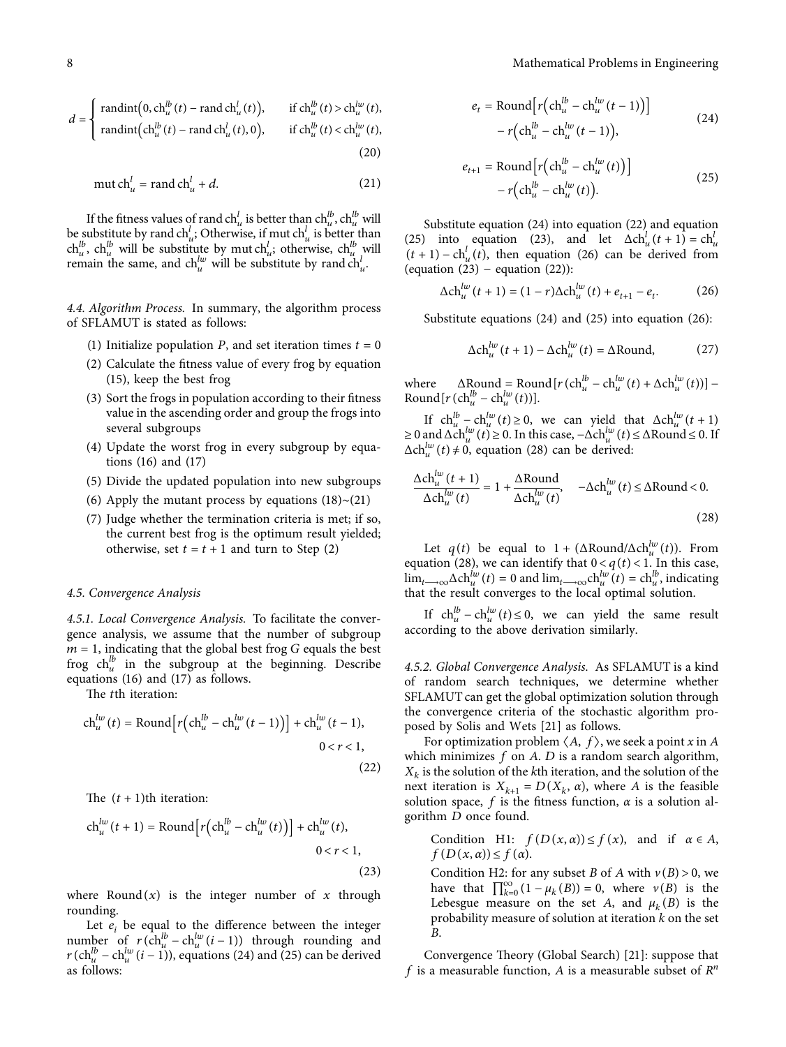$$d = \begin{cases} \text{randint}\left(0, \text{ch}_u^{lb}(t) - \text{rand ch}_u^l(t)\right), & \text{if ch}_u^{lb}(t) > \text{ch}_u^{lw}(t), \\ \text{randint}\left(\text{ch}_u^{lb}(t) - \text{rand ch}_u^l(t), 0\right), & \text{if ch}_u^{lb}(t) < \text{ch}_u^{lw}(t), \end{cases} \tag{20}$$

$$\text{mut ch}_u^l = \text{rand ch}_u^l + d. \tag{21}$$

If the fitness values of rand $\text{ch}_u^l$ is better than $\text{ch}_u^{lb}$, $\text{ch}_u^{lb}$ will be substitute by rand $\text{ch}_u^l$; Otherwise, if mut $\text{ch}_u^l$ is better than $\text{ch}_u^{lb}$, $\text{ch}_u^{lb}$ will be substitute by mut $\text{ch}_u^l$; otherwise, $\text{ch}_u^{lb}$ will remain the same, and $\text{ch}_u^{lw}$ will be substitute by rand $\text{ch}_u^l$.

*4.4. Algorithm Process.* In summary, the algorithm process of SFLAMUT is stated as follows:

(1) Initialize population $P$, and set iteration times $t = 0$
(2) Calculate the fitness value of every frog by equation (15), keep the best frog
(3) Sort the frogs in population according to their fitness value in the ascending order and group the frogs into several subgroups
(4) Update the worst frog in every subgroup by equations (16) and (17)
(5) Divide the updated population into new subgroups
(6) Apply the mutant process by equations (18)~(21)
(7) Judge whether the termination criteria is met; if so, the current best frog is the optimum result yielded; otherwise, set $t = t + 1$ and turn to Step (2)

*4.5. Convergence Analysis*

*4.5.1. Local Convergence Analysis.* To facilitate the convergence analysis, we assume that the number of subgroup $m = 1$, indicating that the global best frog $G$ equals the best frog $\text{ch}_u^{lb}$ in the subgroup at the beginning. Describe equations (16) and (17) as follows.

The $t$th iteration:

$$\text{ch}_u^{lw}(t) = \text{Round}\left[r\left(\text{ch}_u^{lb} - \text{ch}_u^{lw}(t-1)\right)\right] + \text{ch}_u^{lw}(t-1), \quad 0 < r < 1, \tag{22}$$

The $(t+1)$th iteration:

$$\text{ch}_u^{lw}(t+1) = \text{Round}\left[r\left(\text{ch}_u^{lb} - \text{ch}_u^{lw}(t)\right)\right] + \text{ch}_u^{lw}(t), \quad 0 < r < 1, \tag{23}$$

where $\text{Round}(x)$ is the integer number of $x$ through rounding.

Let $e_i$ be equal to the difference between the integer number of $r(\text{ch}_u^{lb} - \text{ch}_u^{lw}(i-1))$ through rounding and $r(\text{ch}_u^{lb} - \text{ch}_u^{lw}(i-1))$, equations (24) and (25) can be derived as follows:

$$e_t = \text{Round}\left[r\left(\text{ch}_u^{lb} - \text{ch}_u^{lw}(t-1)\right)\right] - r\left(\text{ch}_u^{lb} - \text{ch}_u^{lw}(t-1)\right), \tag{24}$$

$$e_{t+1} = \text{Round}\left[r\left(\text{ch}_u^{lb} - \text{ch}_u^{lw}(t)\right)\right] - r\left(\text{ch}_u^{lb} - \text{ch}_u^{lw}(t)\right). \tag{25}$$

Substitute equation (24) into equation (22) and equation (25) into equation (23), and let $\Delta\text{ch}_u^l(t+1) = \text{ch}_u^l(t+1) - \text{ch}_u^l(t)$, then equation (26) can be derived from (equation (23) − equation (22)):

$$\Delta\text{ch}_u^{lw}(t+1) = (1-r)\Delta\text{ch}_u^{lw}(t) + e_{t+1} - e_t. \tag{26}$$

Substitute equations (24) and (25) into equation (26):

$$\Delta\text{ch}_u^{lw}(t+1) - \Delta\text{ch}_u^{lw}(t) = \Delta\text{Round}, \tag{27}$$

where $\Delta\text{Round} = \text{Round}[r(\text{ch}_u^{lb} - \text{ch}_u^{lw}(t) + \Delta\text{ch}_u^{lw}(t))] - \text{Round}[r(\text{ch}_u^{lb} - \text{ch}_u^{lw}(t))]$.

If $\text{ch}_u^{lb} - \text{ch}_u^{lw}(t) \geq 0$, we can yield that $\Delta\text{ch}_u^{lw}(t+1) \geq 0$ and $\Delta\text{ch}_u^{lw}(t) \geq 0$. In this case, $-\Delta\text{ch}_u^{lw}(t) \leq \Delta\text{Round} \leq 0$. If $\Delta\text{ch}_u^{lw}(t) \neq 0$, equation (28) can be derived:

$$\frac{\Delta\text{ch}_u^{lw}(t+1)}{\Delta\text{ch}_u^{lw}(t)} = 1 + \frac{\Delta\text{Round}}{\Delta\text{ch}_u^{lw}(t)}, \quad -\Delta\text{ch}_u^{lw}(t) \leq \Delta\text{Round} < 0. \tag{28}$$

Let $q(t)$ be equal to $1 + (\Delta\text{Round}/\Delta\text{ch}_u^{lw}(t))$. From equation (28), we can identify that $0 < q(t) < 1$. In this case, $\lim_{t\longrightarrow\infty}\Delta\text{ch}_u^{lw}(t) = 0$ and $\lim_{t\longrightarrow\infty}\text{ch}_u^{lw}(t) = \text{ch}_u^{lb}$, indicating that the result converges to the local optimal solution.

If $\text{ch}_u^{lb} - \text{ch}_u^{lw}(t) \leq 0$, we can yield the same result according to the above derivation similarly.

*4.5.2. Global Convergence Analysis.* As SFLAMUT is a kind of random search techniques, we determine whether SFLAMUT can get the global optimization solution through the convergence criteria of the stochastic algorithm proposed by Solis and Wets [21] as follows.

For optimization problem $\langle A, f\rangle$, we seek a point $x$ in $A$ which minimizes $f$ on $A$. $D$ is a random search algorithm, $X_k$ is the solution of the $k$th iteration, and the solution of the next iteration is $X_{k+1} = D(X_k, \alpha)$, where $A$ is the feasible solution space, $f$ is the fitness function, $\alpha$ is a solution algorithm $D$ once found.

> Condition H1: $f(D(x,\alpha)) \leq f(x)$, and if $\alpha \in A$, $f(D(x,\alpha)) \leq f(\alpha)$.
>
> Condition H2: for any subset $B$ of $A$ with $v(B) > 0$, we have that $\prod_{k=0}^{\infty}(1 - \mu_k(B)) = 0$, where $v(B)$ is the Lebesgue measure on the set $A$, and $\mu_k(B)$ is the probability measure of solution at iteration $k$ on the set $B$.

Convergence Theory (Global Search) [21]: suppose that $f$ is a measurable function, $A$ is a measurable subset of $R^n$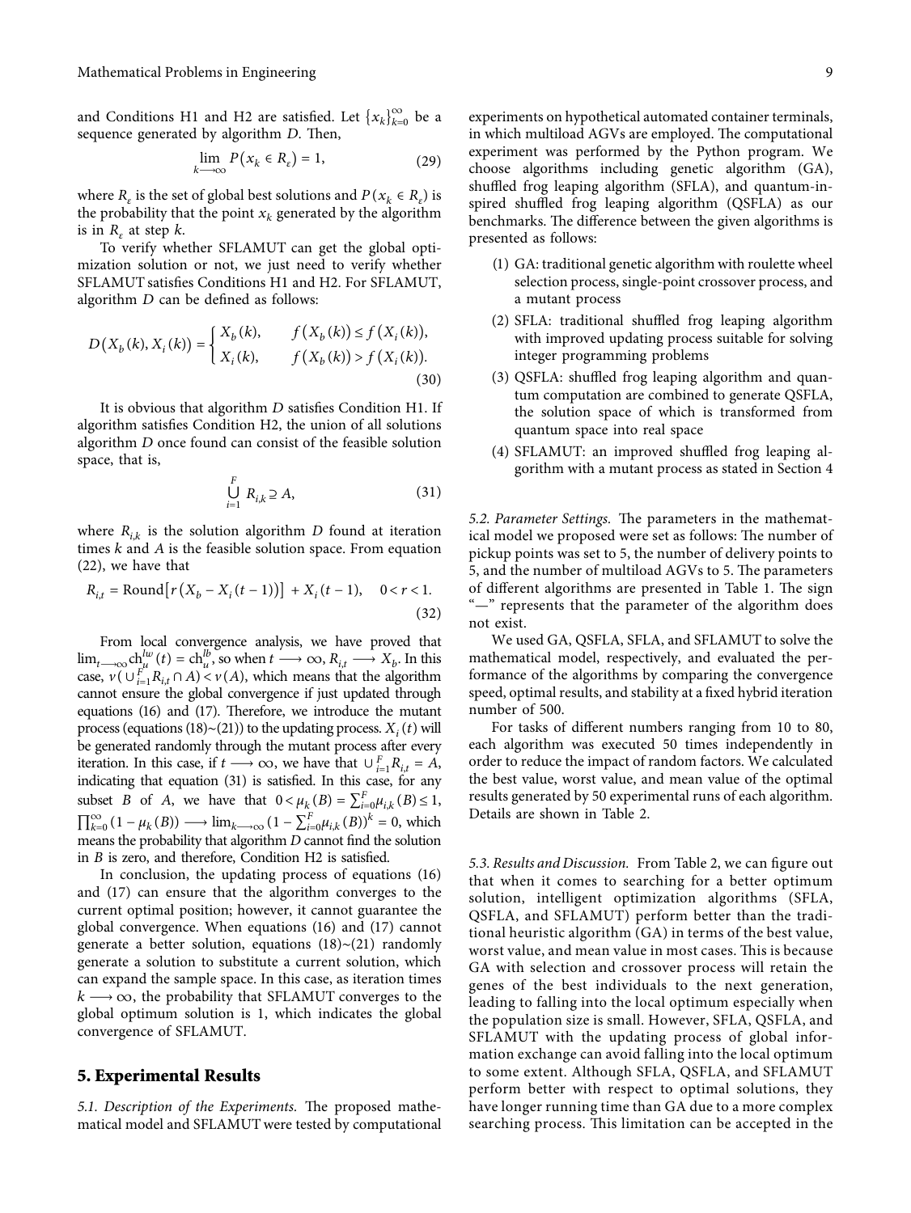and Conditions H1 and H2 are satisfied. Let $\{x_k\}_{k=0}^{\infty}$ be a sequence generated by algorithm $D$. Then,

$$\lim_{k\longrightarrow\infty} P(x_k \in R_\varepsilon) = 1, \tag{29}$$

where $R_\varepsilon$ is the set of global best solutions and $P(x_k \in R_\varepsilon)$ is the probability that the point $x_k$ generated by the algorithm is in $R_\varepsilon$ at step $k$.

To verify whether SFLAMUT can get the global optimization solution or not, we just need to verify whether SFLAMUT satisfies Conditions H1 and H2. For SFLAMUT, algorithm $D$ can be defined as follows:

$$D(X_b(k), X_i(k)) = \begin{cases} X_b(k), & f(X_b(k)) \leq f(X_i(k)), \\ X_i(k), & f(X_b(k)) > f(X_i(k)). \end{cases} \tag{30}$$

It is obvious that algorithm $D$ satisfies Condition H1. If algorithm satisfies Condition H2, the union of all solutions algorithm $D$ once found can consist of the feasible solution space, that is,

$$\bigcup_{i=1}^{F} R_{i,k} \supseteq A, \tag{31}$$

where $R_{i,k}$ is the solution algorithm $D$ found at iteration times $k$ and $A$ is the feasible solution space. From equation (22), we have that

$$R_{i,t} = \text{Round}\left[r\left(X_b - X_i(t-1)\right)\right] + X_i(t-1), \quad 0 < r < 1. \tag{32}$$

From local convergence analysis, we have proved that $\lim_{t\longrightarrow\infty} \text{ch}_u^{lw}(t) = \text{ch}_u^{lb}$, so when $t \longrightarrow \infty$, $R_{i,t} \longrightarrow X_b$. In this case, $\nu(\cup_{i=1}^{F} R_{i,t} \cap A) < \nu(A)$, which means that the algorithm cannot ensure the global convergence if just updated through equations (16) and (17). Therefore, we introduce the mutant process (equations (18)~(21)) to the updating process. $X_i(t)$ will be generated randomly through the mutant process after every iteration. In this case, if $t \longrightarrow \infty$, we have that $\cup_{i=1}^{F} R_{i,t} = A$, indicating that equation (31) is satisfied. In this case, for any subset $B$ of $A$, we have that $0 < \mu_k(B) = \sum_{i=0}^{F} \mu_{i,k}(B) \leq 1$, $\prod_{k=0}^{\infty}(1-\mu_k(B)) \longrightarrow \lim_{k\longrightarrow\infty}(1-\sum_{i=0}^{F}\mu_{i,k}(B))^k = 0$, which means the probability that algorithm $D$ cannot find the solution in $B$ is zero, and therefore, Condition H2 is satisfied.

In conclusion, the updating process of equations (16) and (17) can ensure that the algorithm converges to the current optimal position; however, it cannot guarantee the global convergence. When equations (16) and (17) cannot generate a better solution, equations (18)~(21) randomly generate a solution to substitute a current solution, which can expand the sample space. In this case, as iteration times $k \longrightarrow \infty$, the probability that SFLAMUT converges to the global optimum solution is 1, which indicates the global convergence of SFLAMUT.

## 5. Experimental Results

*5.1. Description of the Experiments.* The proposed mathematical model and SFLAMUT were tested by computational experiments on hypothetical automated container terminals, in which multiload AGVs are employed. The computational experiment was performed by the Python program. We choose algorithms including genetic algorithm (GA), shuffled frog leaping algorithm (SFLA), and quantum-inspired shuffled frog leaping algorithm (QSFLA) as our benchmarks. The difference between the given algorithms is presented as follows:

(1) GA: traditional genetic algorithm with roulette wheel selection process, single-point crossover process, and a mutant process

(2) SFLA: traditional shuffled frog leaping algorithm with improved updating process suitable for solving integer programming problems

(3) QSFLA: shuffled frog leaping algorithm and quantum computation are combined to generate QSFLA, the solution space of which is transformed from quantum space into real space

(4) SFLAMUT: an improved shuffled frog leaping algorithm with a mutant process as stated in Section 4

*5.2. Parameter Settings.* The parameters in the mathematical model we proposed were set as follows: The number of pickup points was set to 5, the number of delivery points to 5, and the number of multiload AGVs to 5. The parameters of different algorithms are presented in Table 1. The sign "—" represents that the parameter of the algorithm does not exist.

We used GA, QSFLA, SFLA, and SFLAMUT to solve the mathematical model, respectively, and evaluated the performance of the algorithms by comparing the convergence speed, optimal results, and stability at a fixed hybrid iteration number of 500.

For tasks of different numbers ranging from 10 to 80, each algorithm was executed 50 times independently in order to reduce the impact of random factors. We calculated the best value, worst value, and mean value of the optimal results generated by 50 experimental runs of each algorithm. Details are shown in Table 2.

*5.3. Results and Discussion.* From Table 2, we can figure out that when it comes to searching for a better optimum solution, intelligent optimization algorithms (SFLA, QSFLA, and SFLAMUT) perform better than the traditional heuristic algorithm (GA) in terms of the best value, worst value, and mean value in most cases. This is because GA with selection and crossover process will retain the genes of the best individuals to the next generation, leading to falling into the local optimum especially when the population size is small. However, SFLA, QSFLA, and SFLAMUT with the updating process of global information exchange can avoid falling into the local optimum to some extent. Although SFLA, QSFLA, and SFLAMUT perform better with respect to optimal solutions, they have longer running time than GA due to a more complex searching process. This limitation can be accepted in the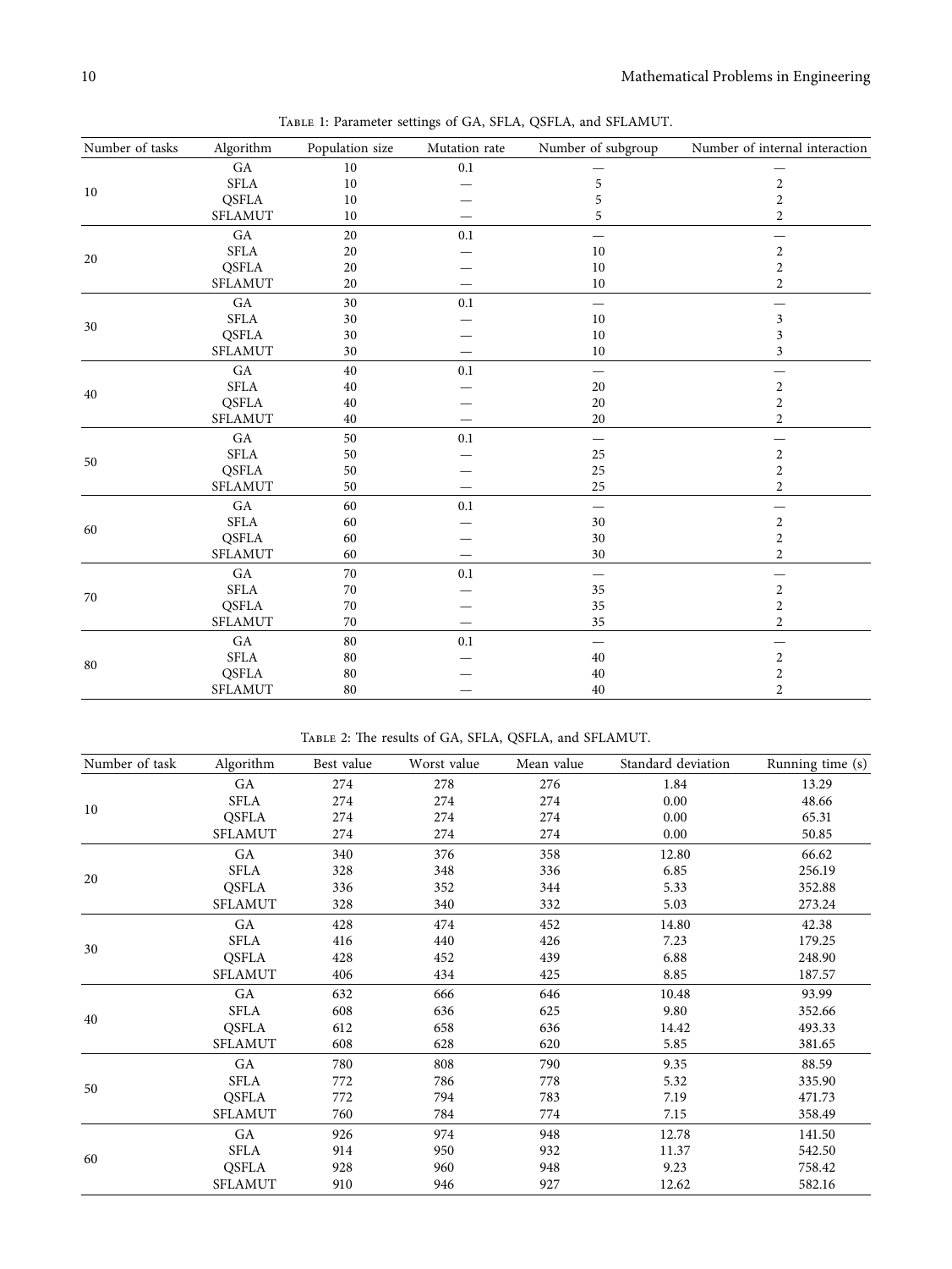Table 1: Parameter settings of GA, SFLA, QSFLA, and SFLAMUT.

| Number of tasks | Algorithm | Population size | Mutation rate | Number of subgroup | Number of internal interaction |
|---|---|---|---|---|---|
| 10 | GA | 10 | 0.1 | — | — |
| | SFLA | 10 | — | 5 | 2 |
| | QSFLA | 10 | — | 5 | 2 |
| | SFLAMUT | 10 | — | 5 | 2 |
| 20 | GA | 20 | 0.1 | — | — |
| | SFLA | 20 | — | 10 | 2 |
| | QSFLA | 20 | — | 10 | 2 |
| | SFLAMUT | 20 | — | 10 | 2 |
| 30 | GA | 30 | 0.1 | — | — |
| | SFLA | 30 | — | 10 | 3 |
| | QSFLA | 30 | — | 10 | 3 |
| | SFLAMUT | 30 | — | 10 | 3 |
| 40 | GA | 40 | 0.1 | — | — |
| | SFLA | 40 | — | 20 | 2 |
| | QSFLA | 40 | — | 20 | 2 |
| | SFLAMUT | 40 | — | 20 | 2 |
| 50 | GA | 50 | 0.1 | — | — |
| | SFLA | 50 | — | 25 | 2 |
| | QSFLA | 50 | — | 25 | 2 |
| | SFLAMUT | 50 | — | 25 | 2 |
| 60 | GA | 60 | 0.1 | — | — |
| | SFLA | 60 | — | 30 | 2 |
| | QSFLA | 60 | — | 30 | 2 |
| | SFLAMUT | 60 | — | 30 | 2 |
| 70 | GA | 70 | 0.1 | — | — |
| | SFLA | 70 | — | 35 | 2 |
| | QSFLA | 70 | — | 35 | 2 |
| | SFLAMUT | 70 | — | 35 | 2 |
| 80 | GA | 80 | 0.1 | — | — |
| | SFLA | 80 | — | 40 | 2 |
| | QSFLA | 80 | — | 40 | 2 |
| | SFLAMUT | 80 | — | 40 | 2 |

Table 2: The results of GA, SFLA, QSFLA, and SFLAMUT.

| Number of task | Algorithm | Best value | Worst value | Mean value | Standard deviation | Running time (s) |
|---|---|---|---|---|---|---|
| 10 | GA | 274 | 278 | 276 | 1.84 | 13.29 |
| | SFLA | 274 | 274 | 274 | 0.00 | 48.66 |
| | QSFLA | 274 | 274 | 274 | 0.00 | 65.31 |
| | SFLAMUT | 274 | 274 | 274 | 0.00 | 50.85 |
| 20 | GA | 340 | 376 | 358 | 12.80 | 66.62 |
| | SFLA | 328 | 348 | 336 | 6.85 | 256.19 |
| | QSFLA | 336 | 352 | 344 | 5.33 | 352.88 |
| | SFLAMUT | 328 | 340 | 332 | 5.03 | 273.24 |
| 30 | GA | 428 | 474 | 452 | 14.80 | 42.38 |
| | SFLA | 416 | 440 | 426 | 7.23 | 179.25 |
| | QSFLA | 428 | 452 | 439 | 6.88 | 248.90 |
| | SFLAMUT | 406 | 434 | 425 | 8.85 | 187.57 |
| 40 | GA | 632 | 666 | 646 | 10.48 | 93.99 |
| | SFLA | 608 | 636 | 625 | 9.80 | 352.66 |
| | QSFLA | 612 | 658 | 636 | 14.42 | 493.33 |
| | SFLAMUT | 608 | 628 | 620 | 5.85 | 381.65 |
| 50 | GA | 780 | 808 | 790 | 9.35 | 88.59 |
| | SFLA | 772 | 786 | 778 | 5.32 | 335.90 |
| | QSFLA | 772 | 794 | 783 | 7.19 | 471.73 |
| | SFLAMUT | 760 | 784 | 774 | 7.15 | 358.49 |
| 60 | GA | 926 | 974 | 948 | 12.78 | 141.50 |
| | SFLA | 914 | 950 | 932 | 11.37 | 542.50 |
| | QSFLA | 928 | 960 | 948 | 9.23 | 758.42 |
| | SFLAMUT | 910 | 946 | 927 | 12.62 | 582.16 |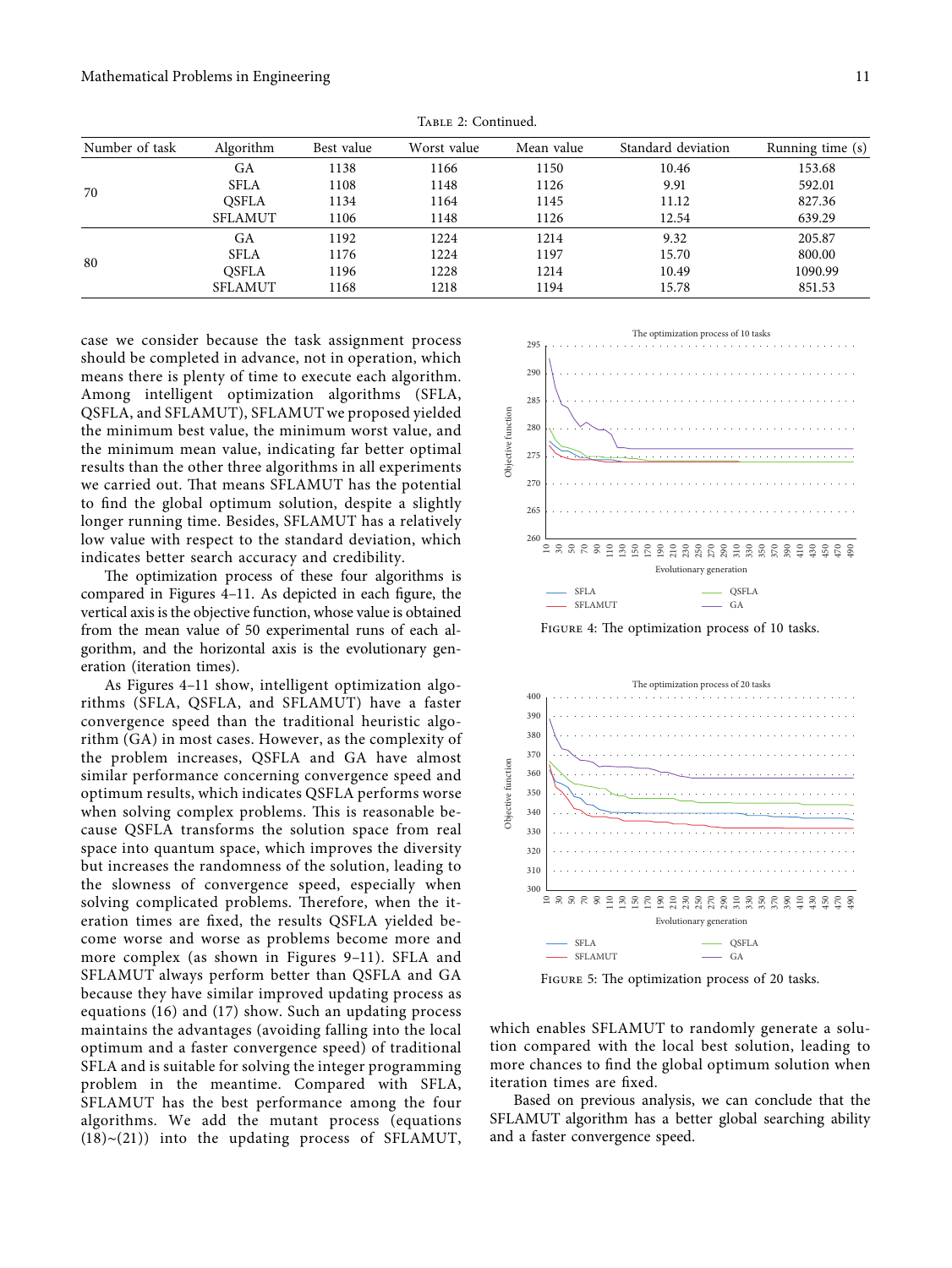Table 2: Continued.

| Number of task | Algorithm | Best value | Worst value | Mean value | Standard deviation | Running time (s) |
|---|---|---|---|---|---|---|
| 70 | GA | 1138 | 1166 | 1150 | 10.46 | 153.68 |
| | SFLA | 1108 | 1148 | 1126 | 9.91 | 592.01 |
| | QSFLA | 1134 | 1164 | 1145 | 11.12 | 827.36 |
| | SFLAMUT | 1106 | 1148 | 1126 | 12.54 | 639.29 |
| 80 | GA | 1192 | 1224 | 1214 | 9.32 | 205.87 |
| | SFLA | 1176 | 1224 | 1197 | 15.70 | 800.00 |
| | QSFLA | 1196 | 1228 | 1214 | 10.49 | 1090.99 |
| | SFLAMUT | 1168 | 1218 | 1194 | 15.78 | 851.53 |

case we consider because the task assignment process should be completed in advance, not in operation, which means there is plenty of time to execute each algorithm. Among intelligent optimization algorithms (SFLA, QSFLA, and SFLAMUT), SFLAMUT we proposed yielded the minimum best value, the minimum worst value, and the minimum mean value, indicating far better optimal results than the other three algorithms in all experiments we carried out. That means SFLAMUT has the potential to find the global optimum solution, despite a slightly longer running time. Besides, SFLAMUT has a relatively low value with respect to the standard deviation, which indicates better search accuracy and credibility.

The optimization process of these four algorithms is compared in Figures 4–11. As depicted in each figure, the vertical axis is the objective function, whose value is obtained from the mean value of 50 experimental runs of each algorithm, and the horizontal axis is the evolutionary generation (iteration times).

As Figures 4–11 show, intelligent optimization algorithms (SFLA, QSFLA, and SFLAMUT) have a faster convergence speed than the traditional heuristic algorithm (GA) in most cases. However, as the complexity of the problem increases, QSFLA and GA have almost similar performance concerning convergence speed and optimum results, which indicates QSFLA performs worse when solving complex problems. This is reasonable because QSFLA transforms the solution space from real space into quantum space, which improves the diversity but increases the randomness of the solution, leading to the slowness of convergence speed, especially when solving complicated problems. Therefore, when the iteration times are fixed, the results QSFLA yielded become worse and worse as problems become more and more complex (as shown in Figures 9–11). SFLA and SFLAMUT always perform better than QSFLA and GA because they have similar improved updating process as equations (16) and (17) show. Such an updating process maintains the advantages (avoiding falling into the local optimum and a faster convergence speed) of traditional SFLA and is suitable for solving the integer programming problem in the meantime. Compared with SFLA, SFLAMUT has the best performance among the four algorithms. We add the mutant process (equations (18)~(21)) into the updating process of SFLAMUT, which enables SFLAMUT to randomly generate a solution compared with the local best solution, leading to more chances to find the global optimum solution when iteration times are fixed.

Based on previous analysis, we can conclude that the SFLAMUT algorithm has a better global searching ability and a faster convergence speed.

The optimization process of 10 tasks
Objective function
295
290
285
280
275
270
265
260
10 30 50 70 90 110 130 150 170 190 210 230 250 270 290 310 330 350 370 390 410 430 450 470 490
Evolutionary generation
SFLA
SFLAMUT
QSFLA
GA

Figure 4: The optimization process of 10 tasks.

The optimization process of 20 tasks
Objective function
400
390
380
370
360
350
340
330
320
310
300
10 30 50 70 90 110 130 150 170 190 210 230 250 270 290 310 330 350 370 390 410 430 450 470 490
Evolutionary generation
SFLA
SFLAMUT
QSFLA
GA

Figure 5: The optimization process of 20 tasks.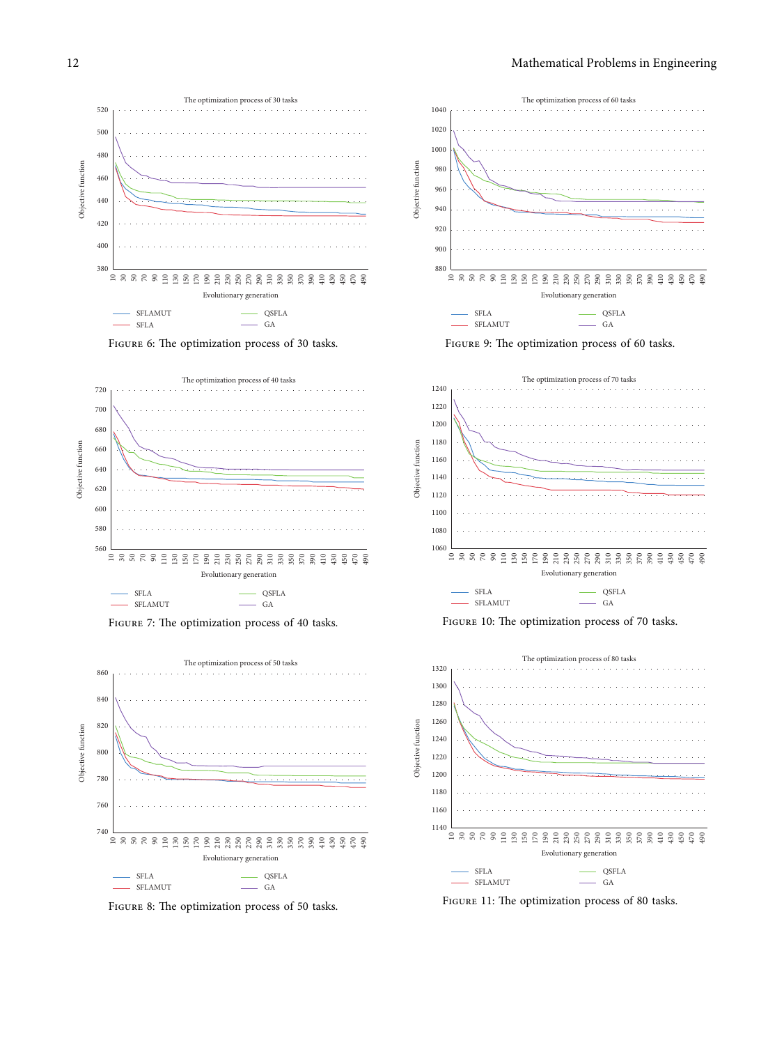Figure 6: The optimization process of 30 tasks.

Figure 7: The optimization process of 40 tasks.

Figure 8: The optimization process of 50 tasks.

Figure 9: The optimization process of 60 tasks.

Figure 10: The optimization process of 70 tasks.

Figure 11: The optimization process of 80 tasks.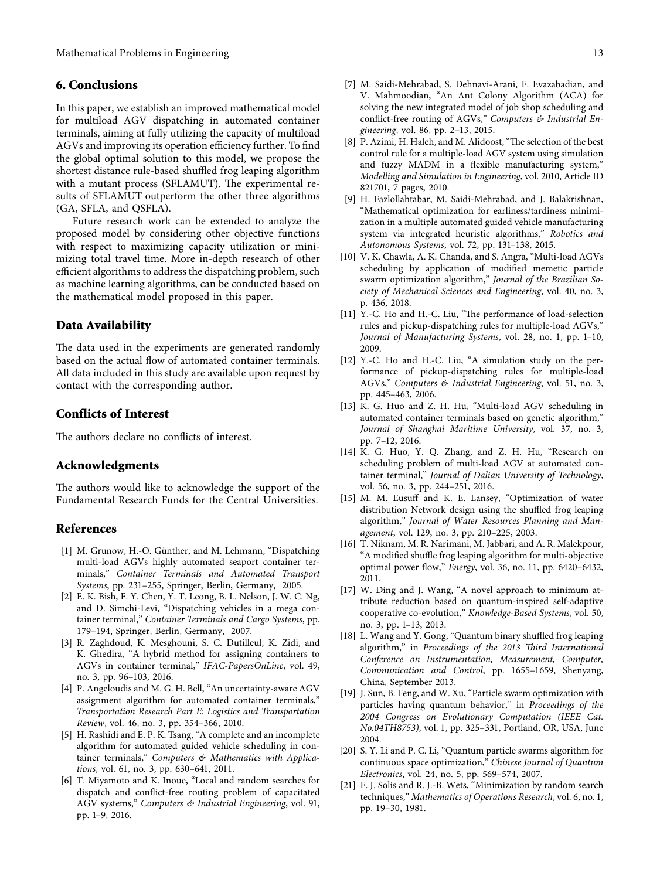## 6. Conclusions

In this paper, we establish an improved mathematical model for multiload AGV dispatching in automated container terminals, aiming at fully utilizing the capacity of multiload AGVs and improving its operation efficiency further. To find the global optimal solution to this model, we propose the shortest distance rule-based shuffled frog leaping algorithm with a mutant process (SFLAMUT). The experimental results of SFLAMUT outperform the other three algorithms (GA, SFLA, and QSFLA).

Future research work can be extended to analyze the proposed model by considering other objective functions with respect to maximizing capacity utilization or minimizing total travel time. More in-depth research of other efficient algorithms to address the dispatching problem, such as machine learning algorithms, can be conducted based on the mathematical model proposed in this paper.

## Data Availability

The data used in the experiments are generated randomly based on the actual flow of automated container terminals. All data included in this study are available upon request by contact with the corresponding author.

## Conflicts of Interest

The authors declare no conflicts of interest.

## Acknowledgments

The authors would like to acknowledge the support of the Fundamental Research Funds for the Central Universities.

## References

[1] M. Grunow, H.-O. Günther, and M. Lehmann, "Dispatching multi-load AGVs highly automated seaport container terminals," *Container Terminals and Automated Transport Systems*, pp. 231–255, Springer, Berlin, Germany, 2005.

[2] E. K. Bish, F. Y. Chen, Y. T. Leong, B. L. Nelson, J. W. C. Ng, and D. Simchi-Levi, "Dispatching vehicles in a mega container terminal," *Container Terminals and Cargo Systems*, pp. 179–194, Springer, Berlin, Germany, 2007.

[3] R. Zaghdoud, K. Mesghouni, S. C. Dutilleul, K. Zidi, and K. Ghedira, "A hybrid method for assigning containers to AGVs in container terminal," *IFAC-PapersOnLine*, vol. 49, no. 3, pp. 96–103, 2016.

[4] P. Angeloudis and M. G. H. Bell, "An uncertainty-aware AGV assignment algorithm for automated container terminals," *Transportation Research Part E: Logistics and Transportation Review*, vol. 46, no. 3, pp. 354–366, 2010.

[5] H. Rashidi and E. P. K. Tsang, "A complete and an incomplete algorithm for automated guided vehicle scheduling in container terminals," *Computers & Mathematics with Applications*, vol. 61, no. 3, pp. 630–641, 2011.

[6] T. Miyamoto and K. Inoue, "Local and random searches for dispatch and conflict-free routing problem of capacitated AGV systems," *Computers & Industrial Engineering*, vol. 91, pp. 1–9, 2016.

[7] M. Saidi-Mehrabad, S. Dehnavi-Arani, F. Evazabadian, and V. Mahmoodian, "An Ant Colony Algorithm (ACA) for solving the new integrated model of job shop scheduling and conflict-free routing of AGVs," *Computers & Industrial Engineering*, vol. 86, pp. 2–13, 2015.

[8] P. Azimi, H. Haleh, and M. Alidoost, "The selection of the best control rule for a multiple-load AGV system using simulation and fuzzy MADM in a flexible manufacturing system," *Modelling and Simulation in Engineering*, vol. 2010, Article ID 821701, 7 pages, 2010.

[9] H. Fazlollahtabar, M. Saidi-Mehrabad, and J. Balakrishnan, "Mathematical optimization for earliness/tardiness minimization in a multiple automated guided vehicle manufacturing system via integrated heuristic algorithms," *Robotics and Autonomous Systems*, vol. 72, pp. 131–138, 2015.

[10] V. K. Chawla, A. K. Chanda, and S. Angra, "Multi-load AGVs scheduling by application of modified memetic particle swarm optimization algorithm," *Journal of the Brazilian Society of Mechanical Sciences and Engineering*, vol. 40, no. 3, p. 436, 2018.

[11] Y.-C. Ho and H.-C. Liu, "The performance of load-selection rules and pickup-dispatching rules for multiple-load AGVs," *Journal of Manufacturing Systems*, vol. 28, no. 1, pp. 1–10, 2009.

[12] Y.-C. Ho and H.-C. Liu, "A simulation study on the performance of pickup-dispatching rules for multiple-load AGVs," *Computers & Industrial Engineering*, vol. 51, no. 3, pp. 445–463, 2006.

[13] K. G. Huo and Z. H. Hu, "Multi-load AGV scheduling in automated container terminals based on genetic algorithm," *Journal of Shanghai Maritime University*, vol. 37, no. 3, pp. 7–12, 2016.

[14] K. G. Huo, Y. Q. Zhang, and Z. H. Hu, "Research on scheduling problem of multi-load AGV at automated container terminal," *Journal of Dalian University of Technology*, vol. 56, no. 3, pp. 244–251, 2016.

[15] M. M. Eusuff and K. E. Lansey, "Optimization of water distribution Network design using the shuffled frog leaping algorithm," *Journal of Water Resources Planning and Management*, vol. 129, no. 3, pp. 210–225, 2003.

[16] T. Niknam, M. R. Narimani, M. Jabbari, and A. R. Malekpour, "A modified shuffle frog leaping algorithm for multi-objective optimal power flow," *Energy*, vol. 36, no. 11, pp. 6420–6432, 2011.

[17] W. Ding and J. Wang, "A novel approach to minimum attribute reduction based on quantum-inspired self-adaptive cooperative co-evolution," *Knowledge-Based Systems*, vol. 50, no. 3, pp. 1–13, 2013.

[18] L. Wang and Y. Gong, "Quantum binary shuffled frog leaping algorithm," in *Proceedings of the 2013 Third International Conference on Instrumentation, Measurement, Computer, Communication and Control*, pp. 1655–1659, Shenyang, China, September 2013.

[19] J. Sun, B. Feng, and W. Xu, "Particle swarm optimization with particles having quantum behavior," in *Proceedings of the 2004 Congress on Evolutionary Computation (IEEE Cat. No.04TH8753)*, vol. 1, pp. 325–331, Portland, OR, USA, June 2004.

[20] S. Y. Li and P. C. Li, "Quantum particle swarms algorithm for continuous space optimization," *Chinese Journal of Quantum Electronics*, vol. 24, no. 5, pp. 569–574, 2007.

[21] F. J. Solis and R. J.-B. Wets, "Minimization by random search techniques," *Mathematics of Operations Research*, vol. 6, no. 1, pp. 19–30, 1981.